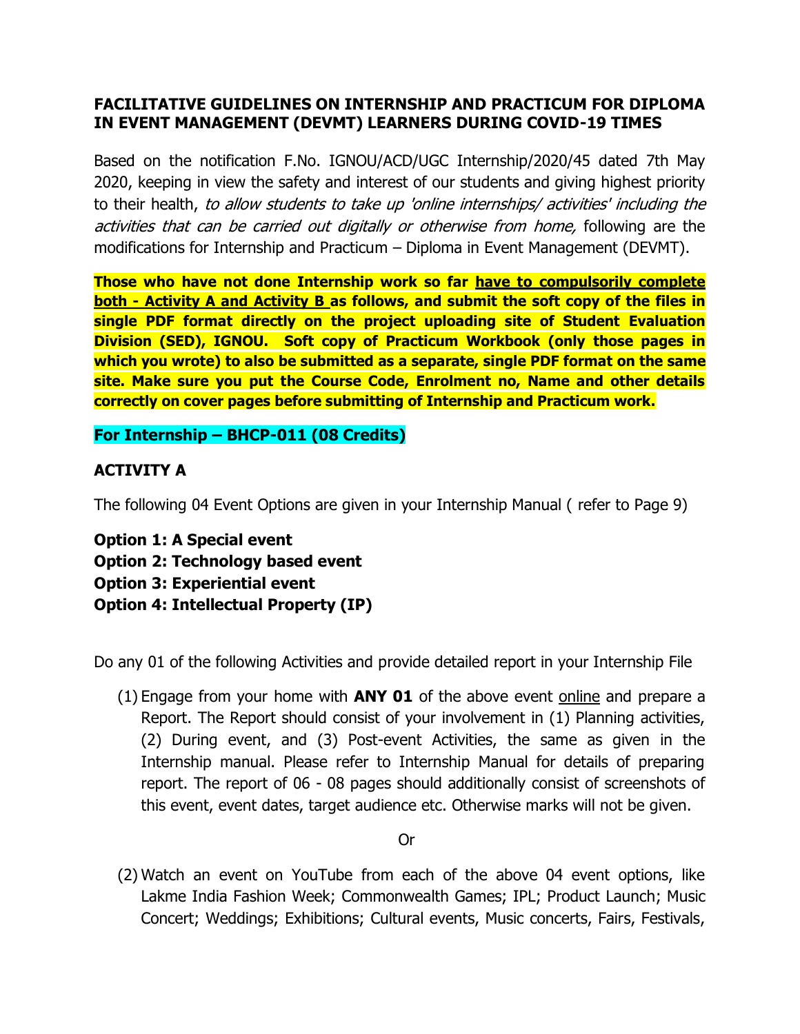**FACILITATIVE GUIDELINES ON INTERNSHIP AND PRACTICUM FOR DIPLOMA IN EVENT MANAGEMENT (DEVMT) LEARNERS DURING COVID-19 TIMES**

Based on the notification F.No. IGNOU/ACD/UGC Internship/2020/45 dated 7th May 2020, keeping in view the safety and interest of our students and giving highest priority to their health, *to allow students to take up 'online internships/ activities' including the activities that can be carried out digitally or otherwise from home,* following are the modifications for Internship and Practicum – Diploma in Event Management (DEVMT).

**Those who have not done Internship work so far <u>have to compulsorily complete both - Activity A and Activity B</u> as follows, and submit the soft copy of the files in single PDF format directly on the project uploading site of Student Evaluation Division (SED), IGNOU. Soft copy of Practicum Workbook (only those pages in which you wrote) to also be submitted as a separate, single PDF format on the same site. Make sure you put the Course Code, Enrolment no, Name and other details correctly on cover pages before submitting of Internship and Practicum work.**

**For Internship – BHCP-011 (08 Credits)**

**ACTIVITY A**

The following 04 Event Options are given in your Internship Manual ( refer to Page 9)

**Option 1: A Special event**
**Option 2: Technology based event**
**Option 3: Experiential event**
**Option 4: Intellectual Property (IP)**

Do any 01 of the following Activities and provide detailed report in your Internship File

(1) Engage from your home with **ANY 01** of the above event <u>online</u> and prepare a Report. The Report should consist of your involvement in (1) Planning activities, (2) During event, and (3) Post-event Activities, the same as given in the Internship manual. Please refer to Internship Manual for details of preparing report. The report of 06 - 08 pages should additionally consist of screenshots of this event, event dates, target audience etc. Otherwise marks will not be given.

Or

(2) Watch an event on YouTube from each of the above 04 event options, like Lakme India Fashion Week; Commonwealth Games; IPL; Product Launch; Music Concert; Weddings; Exhibitions; Cultural events, Music concerts, Fairs, Festivals,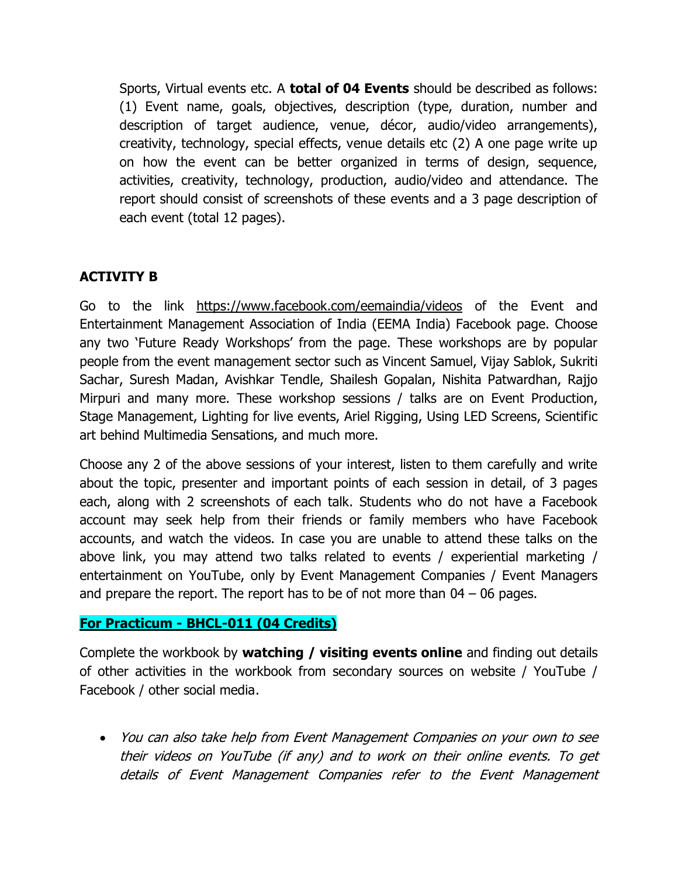Sports, Virtual events etc. A **total of 04 Events** should be described as follows: (1) Event name, goals, objectives, description (type, duration, number and description of target audience, venue, décor, audio/video arrangements), creativity, technology, special effects, venue details etc (2) A one page write up on how the event can be better organized in terms of design, sequence, activities, creativity, technology, production, audio/video and attendance. The report should consist of screenshots of these events and a 3 page description of each event (total 12 pages).

## ACTIVITY B

Go to the link https://www.facebook.com/eemaindia/videos of the Event and Entertainment Management Association of India (EEMA India) Facebook page. Choose any two 'Future Ready Workshops' from the page. These workshops are by popular people from the event management sector such as Vincent Samuel, Vijay Sablok, Sukriti Sachar, Suresh Madan, Avishkar Tendle, Shailesh Gopalan, Nishita Patwardhan, Rajjo Mirpuri and many more. These workshop sessions / talks are on Event Production, Stage Management, Lighting for live events, Ariel Rigging, Using LED Screens, Scientific art behind Multimedia Sensations, and much more.

Choose any 2 of the above sessions of your interest, listen to them carefully and write about the topic, presenter and important points of each session in detail, of 3 pages each, along with 2 screenshots of each talk. Students who do not have a Facebook account may seek help from their friends or family members who have Facebook accounts, and watch the videos. In case you are unable to attend these talks on the above link, you may attend two talks related to events / experiential marketing / entertainment on YouTube, only by Event Management Companies / Event Managers and prepare the report. The report has to be of not more than 04 – 06 pages.

**For Practicum - BHCL-011 (04 Credits)**

Complete the workbook by **watching / visiting events online** and finding out details of other activities in the workbook from secondary sources on website / YouTube / Facebook / other social media.

- *You can also take help from Event Management Companies on your own to see their videos on YouTube (if any) and to work on their online events. To get details of Event Management Companies refer to the Event Management*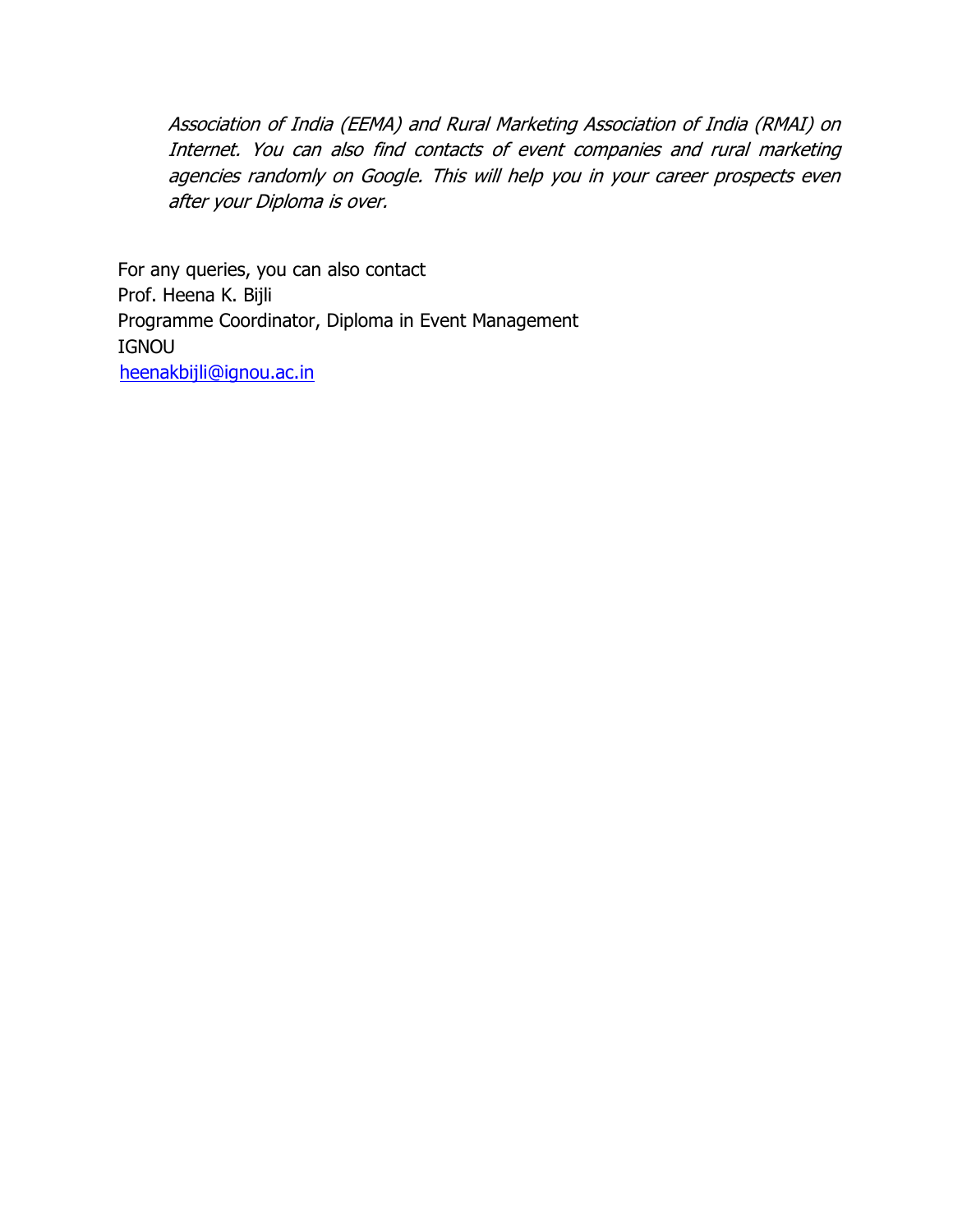*Association of India (EEMA) and Rural Marketing Association of India (RMAI) on Internet. You can also find contacts of event companies and rural marketing agencies randomly on Google. This will help you in your career prospects even after your Diploma is over.*

For any queries, you can also contact
Prof. Heena K. Bijli
Programme Coordinator, Diploma in Event Management
IGNOU
heenakbijli@ignou.ac.in